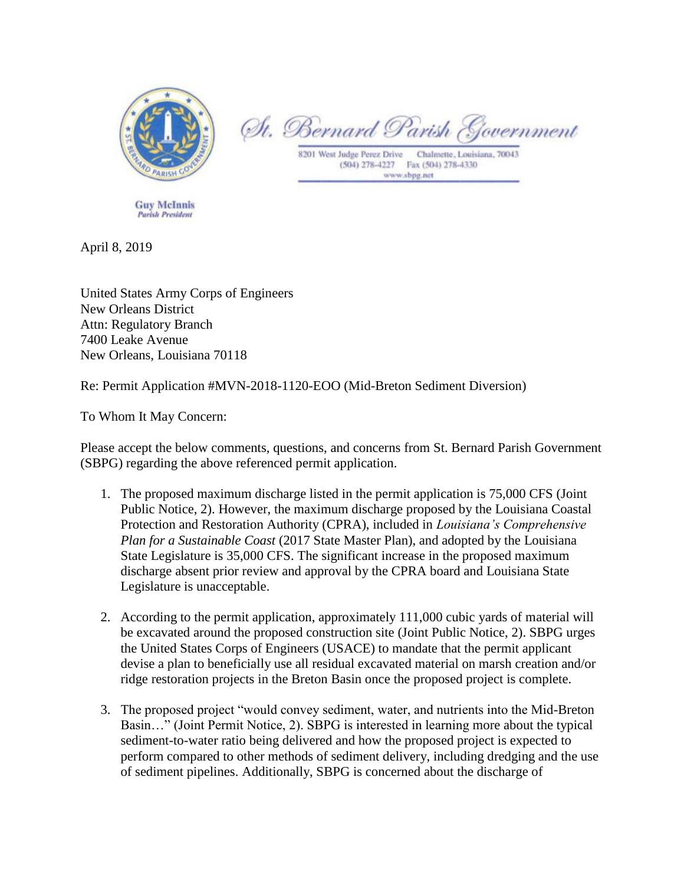St. Bernard Parish Government

8201 West Judge Perez Drive Chalmette, Louisiana, 70043
(504) 278-4227 Fax (504) 278-4330
www.sbpg.net

**Guy McInnis**
*Parish President*

April 8, 2019

United States Army Corps of Engineers
New Orleans District
Attn: Regulatory Branch
7400 Leake Avenue
New Orleans, Louisiana 70118

Re: Permit Application #MVN-2018-1120-EOO (Mid-Breton Sediment Diversion)

To Whom It May Concern:

Please accept the below comments, questions, and concerns from St. Bernard Parish Government (SBPG) regarding the above referenced permit application.

1. The proposed maximum discharge listed in the permit application is 75,000 CFS (Joint Public Notice, 2). However, the maximum discharge proposed by the Louisiana Coastal Protection and Restoration Authority (CPRA), included in *Louisiana's Comprehensive Plan for a Sustainable Coast* (2017 State Master Plan), and adopted by the Louisiana State Legislature is 35,000 CFS. The significant increase in the proposed maximum discharge absent prior review and approval by the CPRA board and Louisiana State Legislature is unacceptable.

2. According to the permit application, approximately 111,000 cubic yards of material will be excavated around the proposed construction site (Joint Public Notice, 2). SBPG urges the United States Corps of Engineers (USACE) to mandate that the permit applicant devise a plan to beneficially use all residual excavated material on marsh creation and/or ridge restoration projects in the Breton Basin once the proposed project is complete.

3. The proposed project "would convey sediment, water, and nutrients into the Mid-Breton Basin…" (Joint Permit Notice, 2). SBPG is interested in learning more about the typical sediment-to-water ratio being delivered and how the proposed project is expected to perform compared to other methods of sediment delivery, including dredging and the use of sediment pipelines. Additionally, SBPG is concerned about the discharge of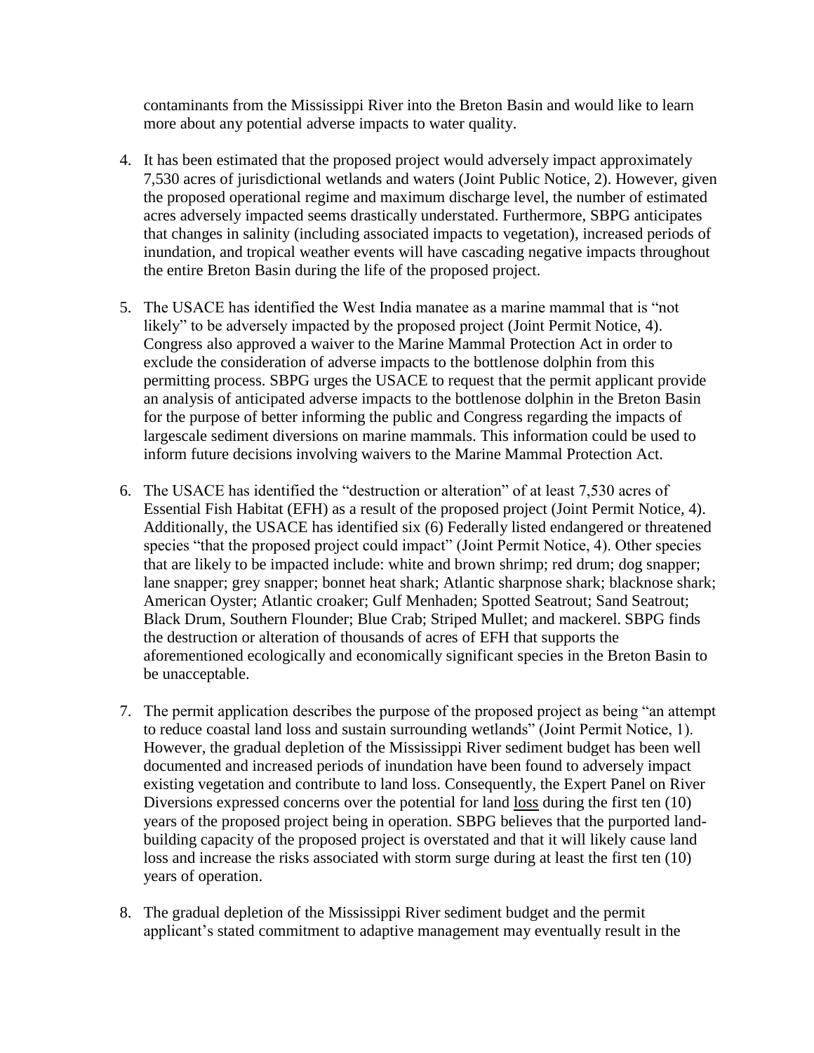contaminants from the Mississippi River into the Breton Basin and would like to learn more about any potential adverse impacts to water quality.

4. It has been estimated that the proposed project would adversely impact approximately 7,530 acres of jurisdictional wetlands and waters (Joint Public Notice, 2). However, given the proposed operational regime and maximum discharge level, the number of estimated acres adversely impacted seems drastically understated. Furthermore, SBPG anticipates that changes in salinity (including associated impacts to vegetation), increased periods of inundation, and tropical weather events will have cascading negative impacts throughout the entire Breton Basin during the life of the proposed project.

5. The USACE has identified the West India manatee as a marine mammal that is "not likely" to be adversely impacted by the proposed project (Joint Permit Notice, 4). Congress also approved a waiver to the Marine Mammal Protection Act in order to exclude the consideration of adverse impacts to the bottlenose dolphin from this permitting process. SBPG urges the USACE to request that the permit applicant provide an analysis of anticipated adverse impacts to the bottlenose dolphin in the Breton Basin for the purpose of better informing the public and Congress regarding the impacts of largescale sediment diversions on marine mammals. This information could be used to inform future decisions involving waivers to the Marine Mammal Protection Act.

6. The USACE has identified the "destruction or alteration" of at least 7,530 acres of Essential Fish Habitat (EFH) as a result of the proposed project (Joint Permit Notice, 4). Additionally, the USACE has identified six (6) Federally listed endangered or threatened species "that the proposed project could impact" (Joint Permit Notice, 4). Other species that are likely to be impacted include: white and brown shrimp; red drum; dog snapper; lane snapper; grey snapper; bonnet heat shark; Atlantic sharpnose shark; blacknose shark; American Oyster; Atlantic croaker; Gulf Menhaden; Spotted Seatrout; Sand Seatrout; Black Drum, Southern Flounder; Blue Crab; Striped Mullet; and mackerel. SBPG finds the destruction or alteration of thousands of acres of EFH that supports the aforementioned ecologically and economically significant species in the Breton Basin to be unacceptable.

7. The permit application describes the purpose of the proposed project as being "an attempt to reduce coastal land loss and sustain surrounding wetlands" (Joint Permit Notice, 1). However, the gradual depletion of the Mississippi River sediment budget has been well documented and increased periods of inundation have been found to adversely impact existing vegetation and contribute to land loss. Consequently, the Expert Panel on River Diversions expressed concerns over the potential for land <u>loss</u> during the first ten (10) years of the proposed project being in operation. SBPG believes that the purported land-building capacity of the proposed project is overstated and that it will likely cause land loss and increase the risks associated with storm surge during at least the first ten (10) years of operation.

8. The gradual depletion of the Mississippi River sediment budget and the permit applicant's stated commitment to adaptive management may eventually result in the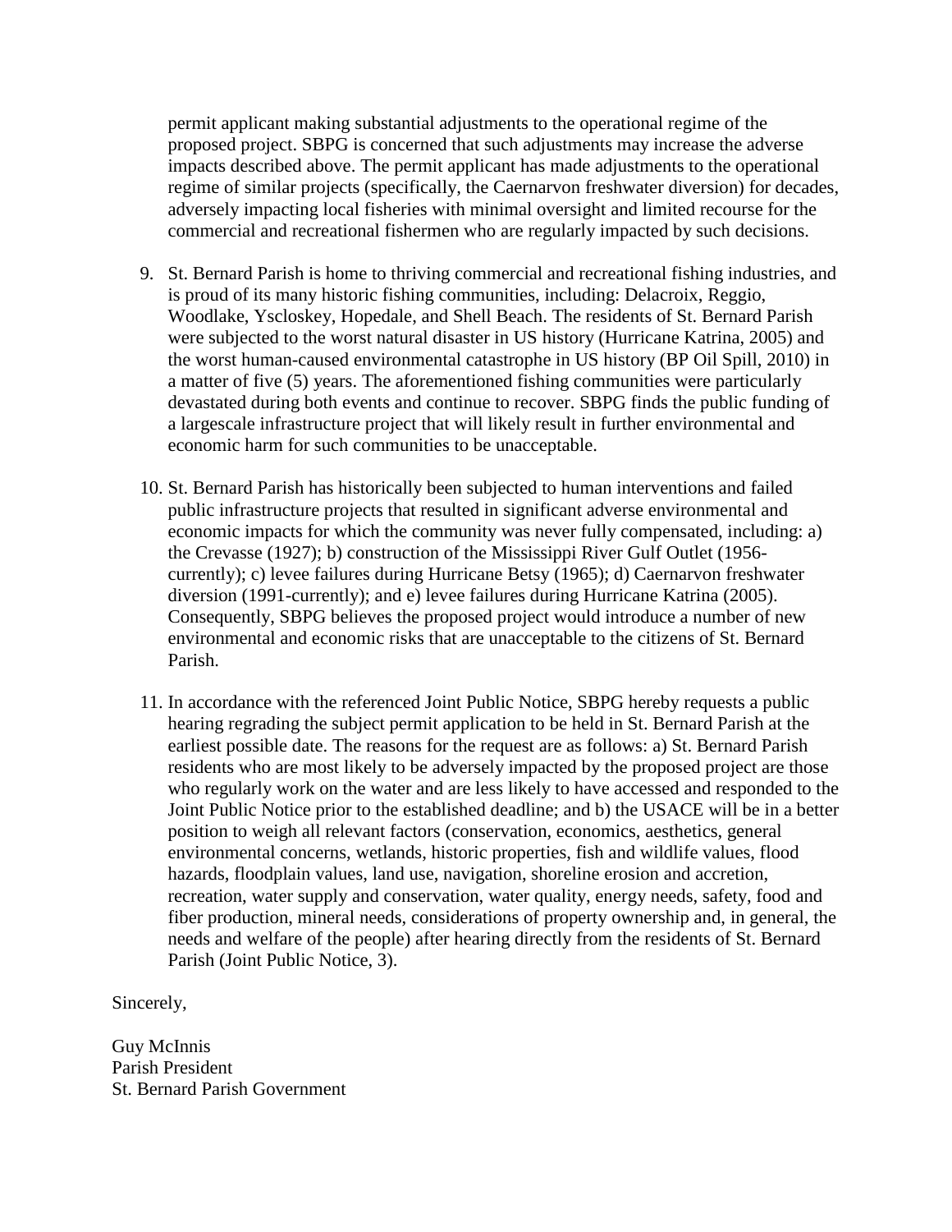permit applicant making substantial adjustments to the operational regime of the proposed project. SBPG is concerned that such adjustments may increase the adverse impacts described above. The permit applicant has made adjustments to the operational regime of similar projects (specifically, the Caernarvon freshwater diversion) for decades, adversely impacting local fisheries with minimal oversight and limited recourse for the commercial and recreational fishermen who are regularly impacted by such decisions.

9. St. Bernard Parish is home to thriving commercial and recreational fishing industries, and is proud of its many historic fishing communities, including: Delacroix, Reggio, Woodlake, Yscloskey, Hopedale, and Shell Beach. The residents of St. Bernard Parish were subjected to the worst natural disaster in US history (Hurricane Katrina, 2005) and the worst human-caused environmental catastrophe in US history (BP Oil Spill, 2010) in a matter of five (5) years. The aforementioned fishing communities were particularly devastated during both events and continue to recover. SBPG finds the public funding of a largescale infrastructure project that will likely result in further environmental and economic harm for such communities to be unacceptable.

10. St. Bernard Parish has historically been subjected to human interventions and failed public infrastructure projects that resulted in significant adverse environmental and economic impacts for which the community was never fully compensated, including: a) the Crevasse (1927); b) construction of the Mississippi River Gulf Outlet (1956-currently); c) levee failures during Hurricane Betsy (1965); d) Caernarvon freshwater diversion (1991-currently); and e) levee failures during Hurricane Katrina (2005). Consequently, SBPG believes the proposed project would introduce a number of new environmental and economic risks that are unacceptable to the citizens of St. Bernard Parish.

11. In accordance with the referenced Joint Public Notice, SBPG hereby requests a public hearing regrading the subject permit application to be held in St. Bernard Parish at the earliest possible date. The reasons for the request are as follows: a) St. Bernard Parish residents who are most likely to be adversely impacted by the proposed project are those who regularly work on the water and are less likely to have accessed and responded to the Joint Public Notice prior to the established deadline; and b) the USACE will be in a better position to weigh all relevant factors (conservation, economics, aesthetics, general environmental concerns, wetlands, historic properties, fish and wildlife values, flood hazards, floodplain values, land use, navigation, shoreline erosion and accretion, recreation, water supply and conservation, water quality, energy needs, safety, food and fiber production, mineral needs, considerations of property ownership and, in general, the needs and welfare of the people) after hearing directly from the residents of St. Bernard Parish (Joint Public Notice, 3).

Sincerely,

Guy McInnis  
Parish President  
St. Bernard Parish Government